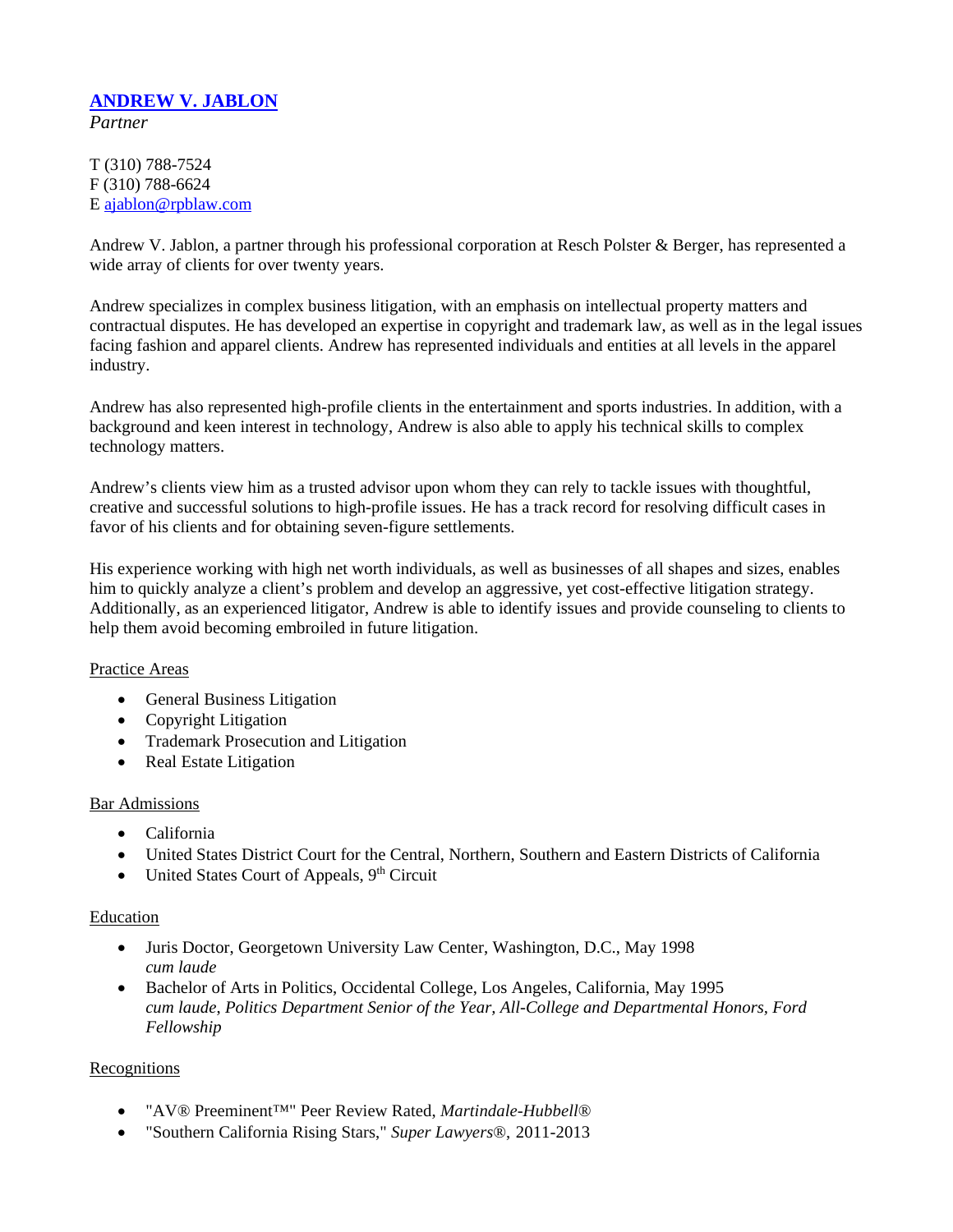# [ANDREW V. JABLON](#)

*Partner*

T (310) 788-7524
F (310) 788-6624
E [ajablon@rpblaw.com](mailto:ajablon@rpblaw.com)

Andrew V. Jablon, a partner through his professional corporation at Resch Polster & Berger, has represented a wide array of clients for over twenty years.

Andrew specializes in complex business litigation, with an emphasis on intellectual property matters and contractual disputes. He has developed an expertise in copyright and trademark law, as well as in the legal issues facing fashion and apparel clients. Andrew has represented individuals and entities at all levels in the apparel industry.

Andrew has also represented high-profile clients in the entertainment and sports industries. In addition, with a background and keen interest in technology, Andrew is also able to apply his technical skills to complex technology matters.

Andrew's clients view him as a trusted advisor upon whom they can rely to tackle issues with thoughtful, creative and successful solutions to high-profile issues. He has a track record for resolving difficult cases in favor of his clients and for obtaining seven-figure settlements.

His experience working with high net worth individuals, as well as businesses of all shapes and sizes, enables him to quickly analyze a client's problem and develop an aggressive, yet cost-effective litigation strategy. Additionally, as an experienced litigator, Andrew is able to identify issues and provide counseling to clients to help them avoid becoming embroiled in future litigation.

## Practice Areas

- General Business Litigation
- Copyright Litigation
- Trademark Prosecution and Litigation
- Real Estate Litigation

## Bar Admissions

- California
- United States District Court for the Central, Northern, Southern and Eastern Districts of California
- United States Court of Appeals, 9th Circuit

## Education

- Juris Doctor, Georgetown University Law Center, Washington, D.C., May 1998
  *cum laude*
- Bachelor of Arts in Politics, Occidental College, Los Angeles, California, May 1995
  *cum laude, Politics Department Senior of the Year, All-College and Departmental Honors, Ford Fellowship*

## Recognitions

- "AV® Preeminent™" Peer Review Rated, *Martindale-Hubbell®*
- "Southern California Rising Stars," *Super Lawyers®*, 2011-2013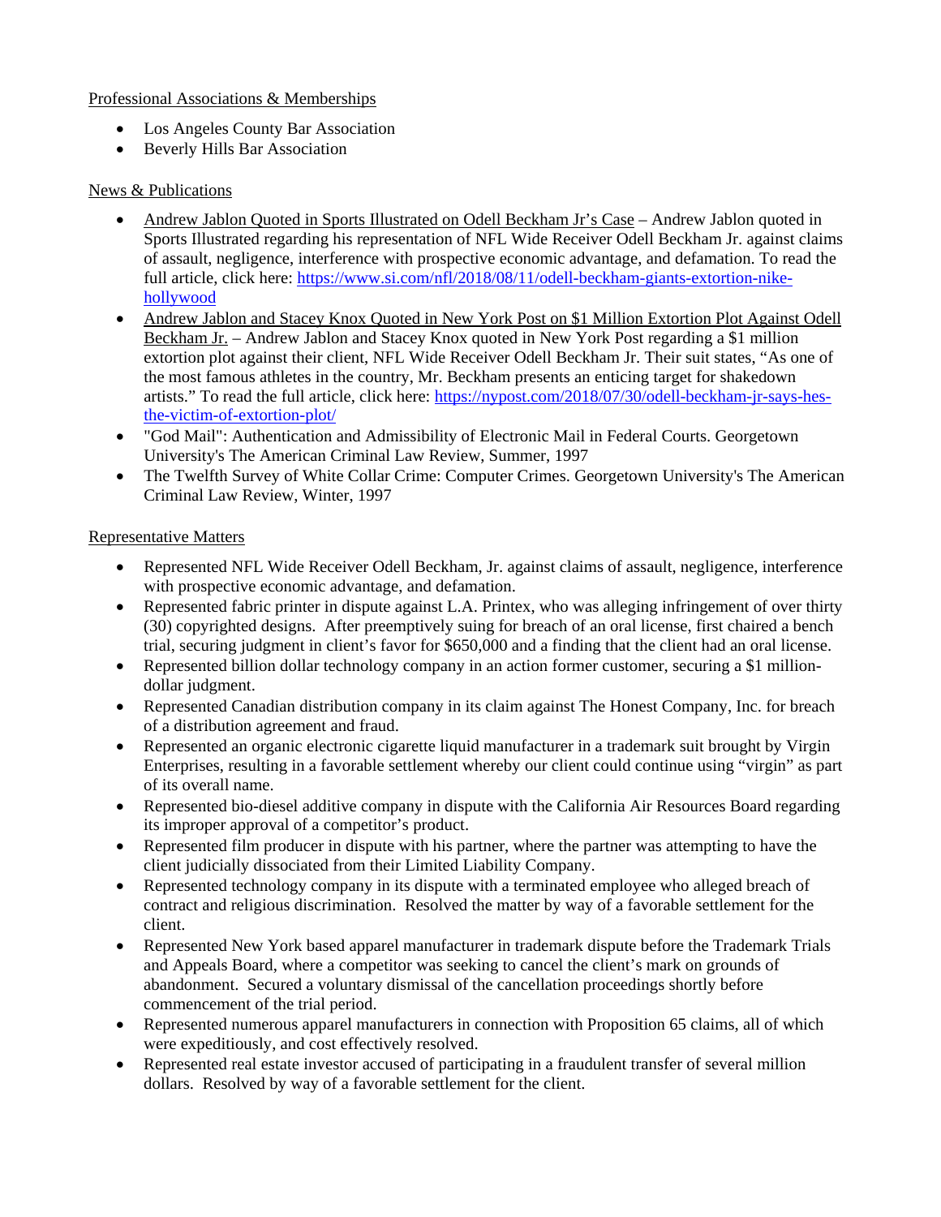## Professional Associations & Memberships

- Los Angeles County Bar Association
- Beverly Hills Bar Association

## News & Publications

- Andrew Jablon Quoted in Sports Illustrated on Odell Beckham Jr's Case – Andrew Jablon quoted in Sports Illustrated regarding his representation of NFL Wide Receiver Odell Beckham Jr. against claims of assault, negligence, interference with prospective economic advantage, and defamation. To read the full article, click here: https://www.si.com/nfl/2018/08/11/odell-beckham-giants-extortion-nike-hollywood
- Andrew Jablon and Stacey Knox Quoted in New York Post on $1 Million Extortion Plot Against Odell Beckham Jr. – Andrew Jablon and Stacey Knox quoted in New York Post regarding a $1 million extortion plot against their client, NFL Wide Receiver Odell Beckham Jr. Their suit states, "As one of the most famous athletes in the country, Mr. Beckham presents an enticing target for shakedown artists." To read the full article, click here: https://nypost.com/2018/07/30/odell-beckham-jr-says-hes-the-victim-of-extortion-plot/
- "God Mail": Authentication and Admissibility of Electronic Mail in Federal Courts. Georgetown University's The American Criminal Law Review, Summer, 1997
- The Twelfth Survey of White Collar Crime: Computer Crimes. Georgetown University's The American Criminal Law Review, Winter, 1997

## Representative Matters

- Represented NFL Wide Receiver Odell Beckham, Jr. against claims of assault, negligence, interference with prospective economic advantage, and defamation.
- Represented fabric printer in dispute against L.A. Printex, who was alleging infringement of over thirty (30) copyrighted designs. After preemptively suing for breach of an oral license, first chaired a bench trial, securing judgment in client's favor for $650,000 and a finding that the client had an oral license.
- Represented billion dollar technology company in an action former customer, securing a $1 million-dollar judgment.
- Represented Canadian distribution company in its claim against The Honest Company, Inc. for breach of a distribution agreement and fraud.
- Represented an organic electronic cigarette liquid manufacturer in a trademark suit brought by Virgin Enterprises, resulting in a favorable settlement whereby our client could continue using "virgin" as part of its overall name.
- Represented bio-diesel additive company in dispute with the California Air Resources Board regarding its improper approval of a competitor's product.
- Represented film producer in dispute with his partner, where the partner was attempting to have the client judicially dissociated from their Limited Liability Company.
- Represented technology company in its dispute with a terminated employee who alleged breach of contract and religious discrimination. Resolved the matter by way of a favorable settlement for the client.
- Represented New York based apparel manufacturer in trademark dispute before the Trademark Trials and Appeals Board, where a competitor was seeking to cancel the client's mark on grounds of abandonment. Secured a voluntary dismissal of the cancellation proceedings shortly before commencement of the trial period.
- Represented numerous apparel manufacturers in connection with Proposition 65 claims, all of which were expeditiously, and cost effectively resolved.
- Represented real estate investor accused of participating in a fraudulent transfer of several million dollars. Resolved by way of a favorable settlement for the client.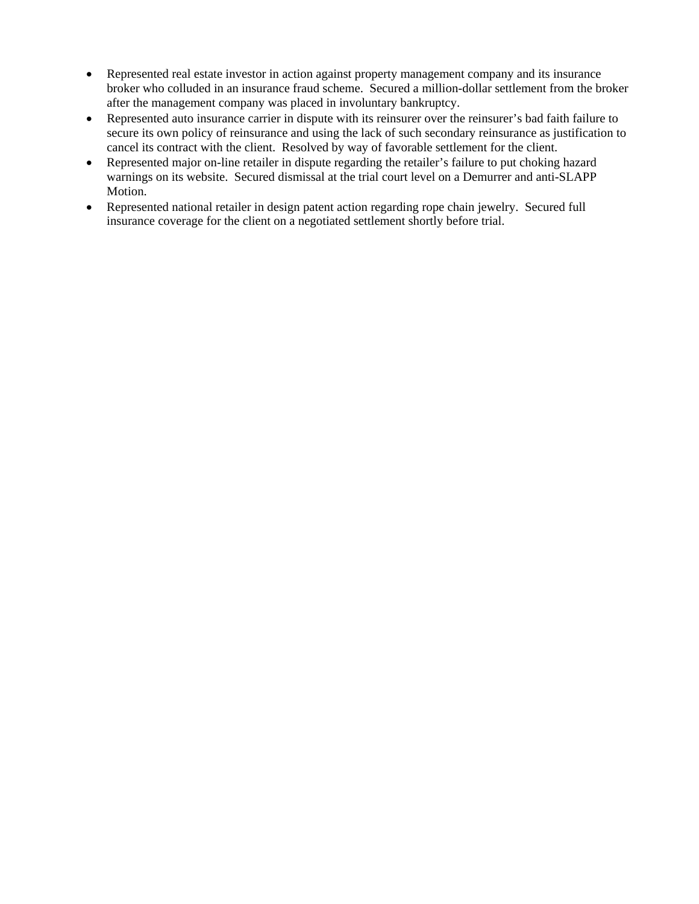- Represented real estate investor in action against property management company and its insurance broker who colluded in an insurance fraud scheme.  Secured a million-dollar settlement from the broker after the management company was placed in involuntary bankruptcy.
- Represented auto insurance carrier in dispute with its reinsurer over the reinsurer's bad faith failure to secure its own policy of reinsurance and using the lack of such secondary reinsurance as justification to cancel its contract with the client.  Resolved by way of favorable settlement for the client.
- Represented major on-line retailer in dispute regarding the retailer's failure to put choking hazard warnings on its website.  Secured dismissal at the trial court level on a Demurrer and anti-SLAPP Motion.
- Represented national retailer in design patent action regarding rope chain jewelry.  Secured full insurance coverage for the client on a negotiated settlement shortly before trial.